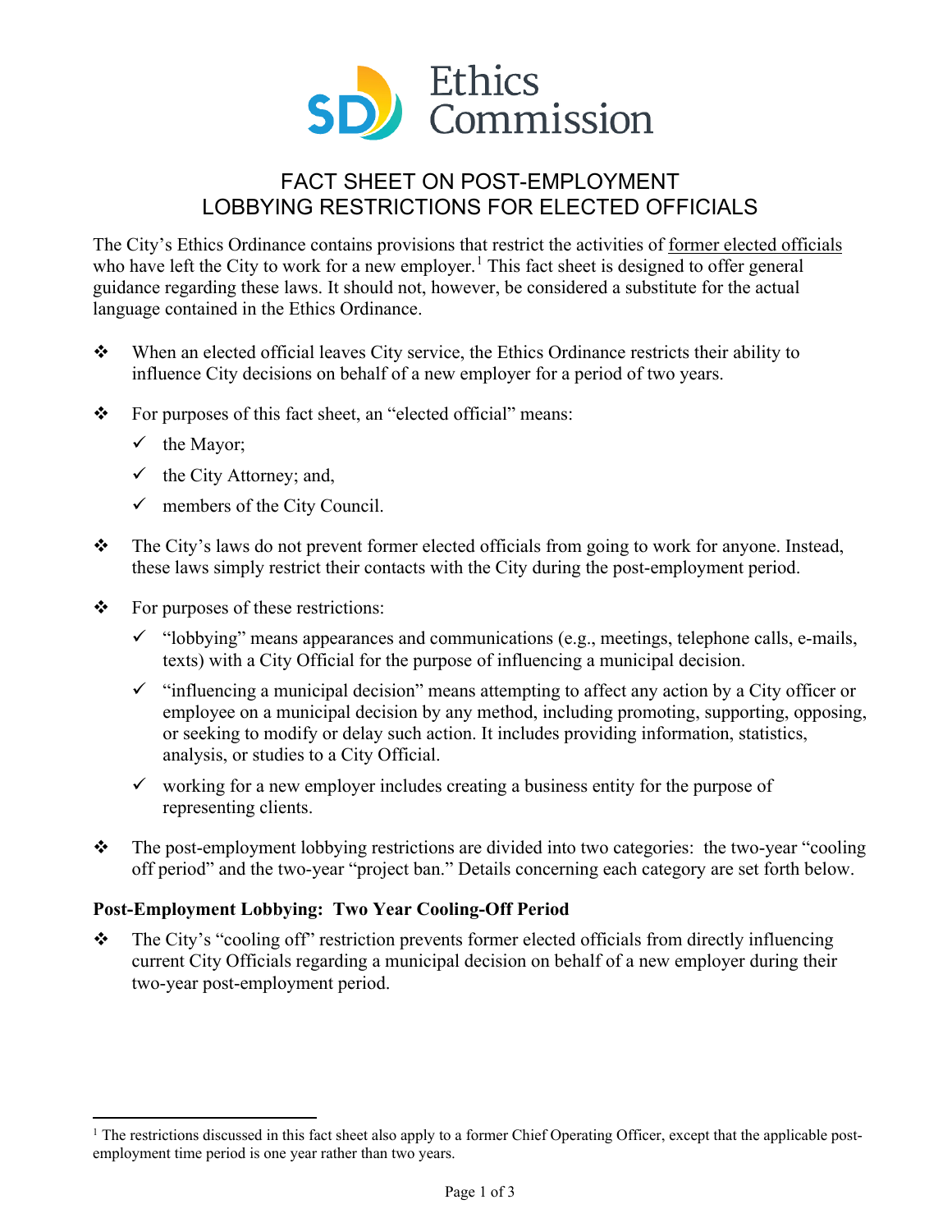Ethics Commission

# FACT SHEET ON POST-EMPLOYMENT LOBBYING RESTRICTIONS FOR ELECTED OFFICIALS

The City's Ethics Ordinance contains provisions that restrict the activities of former elected officials who have left the City to work for a new employer.[1] This fact sheet is designed to offer general guidance regarding these laws. It should not, however, be considered a substitute for the actual language contained in the Ethics Ordinance.

- When an elected official leaves City service, the Ethics Ordinance restricts their ability to influence City decisions on behalf of a new employer for a period of two years.

- For purposes of this fact sheet, an "elected official" means:
  - ✓ the Mayor;
  - ✓ the City Attorney; and,
  - ✓ members of the City Council.

- The City's laws do not prevent former elected officials from going to work for anyone. Instead, these laws simply restrict their contacts with the City during the post-employment period.

- For purposes of these restrictions:
  - ✓ "lobbying" means appearances and communications (e.g., meetings, telephone calls, e-mails, texts) with a City Official for the purpose of influencing a municipal decision.
  - ✓ "influencing a municipal decision" means attempting to affect any action by a City officer or employee on a municipal decision by any method, including promoting, supporting, opposing, or seeking to modify or delay such action. It includes providing information, statistics, analysis, or studies to a City Official.
  - ✓ working for a new employer includes creating a business entity for the purpose of representing clients.

- The post-employment lobbying restrictions are divided into two categories: the two-year "cooling off period" and the two-year "project ban." Details concerning each category are set forth below.

**Post-Employment Lobbying: Two Year Cooling-Off Period**

- The City's "cooling off" restriction prevents former elected officials from directly influencing current City Officials regarding a municipal decision on behalf of a new employer during their two-year post-employment period.

---

[1] The restrictions discussed in this fact sheet also apply to a former Chief Operating Officer, except that the applicable post-employment time period is one year rather than two years.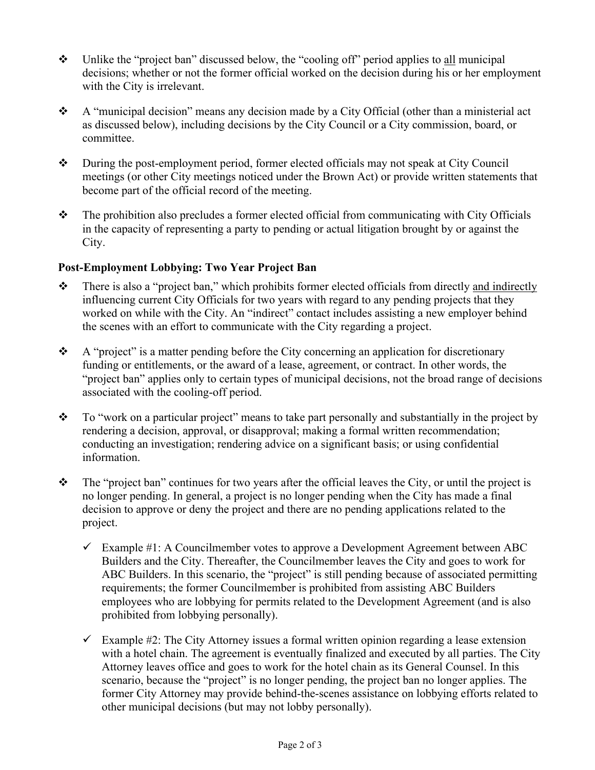- Unlike the "project ban" discussed below, the "cooling off" period applies to <u>all</u> municipal decisions; whether or not the former official worked on the decision during his or her employment with the City is irrelevant.

- A "municipal decision" means any decision made by a City Official (other than a ministerial act as discussed below), including decisions by the City Council or a City commission, board, or committee.

- During the post-employment period, former elected officials may not speak at City Council meetings (or other City meetings noticed under the Brown Act) or provide written statements that become part of the official record of the meeting.

- The prohibition also precludes a former elected official from communicating with City Officials in the capacity of representing a party to pending or actual litigation brought by or against the City.

**Post-Employment Lobbying: Two Year Project Ban**

- There is also a "project ban," which prohibits former elected officials from directly <u>and indirectly</u> influencing current City Officials for two years with regard to any pending projects that they worked on while with the City. An "indirect" contact includes assisting a new employer behind the scenes with an effort to communicate with the City regarding a project.

- A "project" is a matter pending before the City concerning an application for discretionary funding or entitlements, or the award of a lease, agreement, or contract. In other words, the "project ban" applies only to certain types of municipal decisions, not the broad range of decisions associated with the cooling-off period.

- To "work on a particular project" means to take part personally and substantially in the project by rendering a decision, approval, or disapproval; making a formal written recommendation; conducting an investigation; rendering advice on a significant basis; or using confidential information.

- The "project ban" continues for two years after the official leaves the City, or until the project is no longer pending. In general, a project is no longer pending when the City has made a final decision to approve or deny the project and there are no pending applications related to the project.

  - ✓ Example #1: A Councilmember votes to approve a Development Agreement between ABC Builders and the City. Thereafter, the Councilmember leaves the City and goes to work for ABC Builders. In this scenario, the "project" is still pending because of associated permitting requirements; the former Councilmember is prohibited from assisting ABC Builders employees who are lobbying for permits related to the Development Agreement (and is also prohibited from lobbying personally).

  - ✓ Example #2: The City Attorney issues a formal written opinion regarding a lease extension with a hotel chain. The agreement is eventually finalized and executed by all parties. The City Attorney leaves office and goes to work for the hotel chain as its General Counsel. In this scenario, because the "project" is no longer pending, the project ban no longer applies. The former City Attorney may provide behind-the-scenes assistance on lobbying efforts related to other municipal decisions (but may not lobby personally).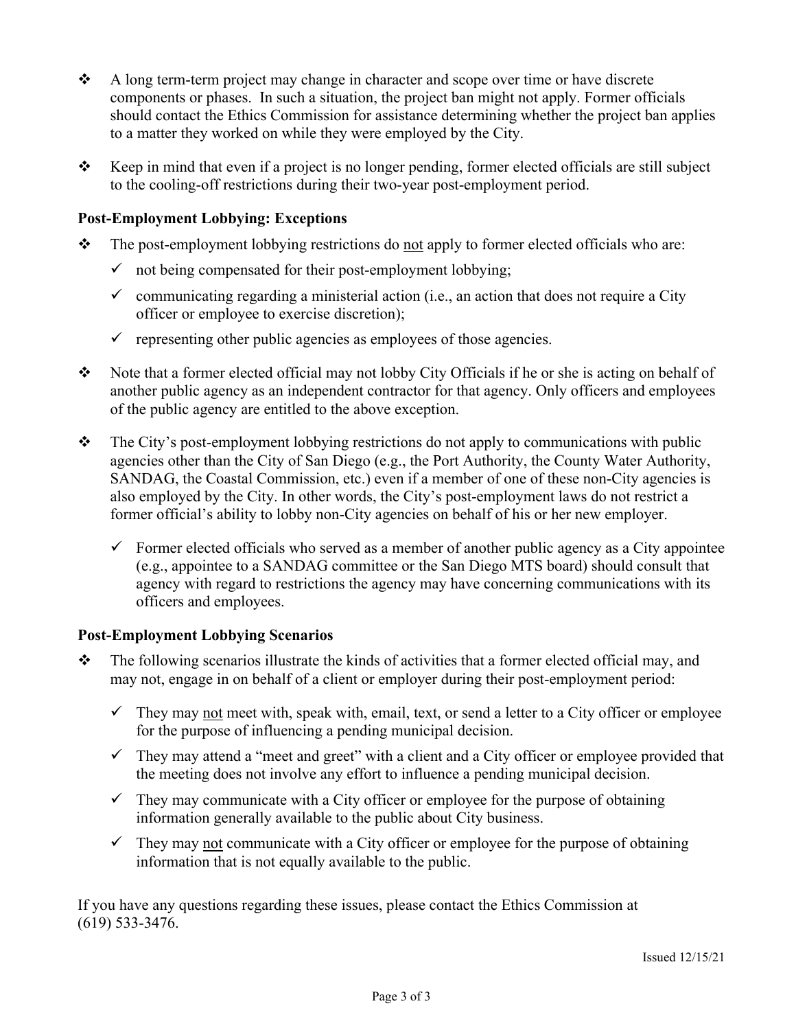- A long term-term project may change in character and scope over time or have discrete components or phases. In such a situation, the project ban might not apply. Former officials should contact the Ethics Commission for assistance determining whether the project ban applies to a matter they worked on while they were employed by the City.
- Keep in mind that even if a project is no longer pending, former elected officials are still subject to the cooling-off restrictions during their two-year post-employment period.

### Post-Employment Lobbying: Exceptions

- The post-employment lobbying restrictions do not apply to former elected officials who are:
  - ✓ not being compensated for their post-employment lobbying;
  - ✓ communicating regarding a ministerial action (i.e., an action that does not require a City officer or employee to exercise discretion);
  - ✓ representing other public agencies as employees of those agencies.
- Note that a former elected official may not lobby City Officials if he or she is acting on behalf of another public agency as an independent contractor for that agency. Only officers and employees of the public agency are entitled to the above exception.
- The City's post-employment lobbying restrictions do not apply to communications with public agencies other than the City of San Diego (e.g., the Port Authority, the County Water Authority, SANDAG, the Coastal Commission, etc.) even if a member of one of these non-City agencies is also employed by the City. In other words, the City's post-employment laws do not restrict a former official's ability to lobby non-City agencies on behalf of his or her new employer.
  - ✓ Former elected officials who served as a member of another public agency as a City appointee (e.g., appointee to a SANDAG committee or the San Diego MTS board) should consult that agency with regard to restrictions the agency may have concerning communications with its officers and employees.

### Post-Employment Lobbying Scenarios

- The following scenarios illustrate the kinds of activities that a former elected official may, and may not, engage in on behalf of a client or employer during their post-employment period:
  - ✓ They may not meet with, speak with, email, text, or send a letter to a City officer or employee for the purpose of influencing a pending municipal decision.
  - ✓ They may attend a "meet and greet" with a client and a City officer or employee provided that the meeting does not involve any effort to influence a pending municipal decision.
  - ✓ They may communicate with a City officer or employee for the purpose of obtaining information generally available to the public about City business.
  - ✓ They may not communicate with a City officer or employee for the purpose of obtaining information that is not equally available to the public.

If you have any questions regarding these issues, please contact the Ethics Commission at (619) 533-3476.

Issued 12/15/21